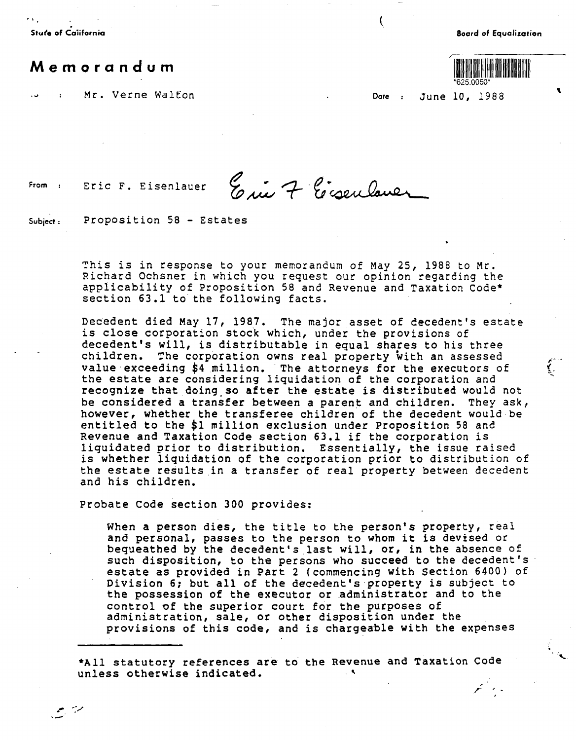State of California

Board of Equalization

# Memorandum

*625.0050*

To : Mr. Verne Walton

Date : June 10, 1988

From : Eric F. Eisenlauer

Subject : Proposition 58 - Estates

This is in response to your memorandum of May 25, 1988 to Mr. Richard Ochsner in which you request our opinion regarding the applicability of Proposition 58 and Revenue and Taxation Code* section 63.1 to the following facts.

Decedent died May 17, 1987. The major asset of decedent's estate is close corporation stock which, under the provisions of decedent's will, is distributable in equal shares to his three children. The corporation owns real property with an assessed value exceeding $4 million. The attorneys for the executors of the estate are considering liquidation of the corporation and recognize that doing so after the estate is distributed would not be considered a transfer between a parent and children. They ask, however, whether the transferee children of the decedent would be entitled to the $1 million exclusion under Proposition 58 and Revenue and Taxation Code section 63.1 if the corporation is liquidated prior to distribution. Essentially, the issue raised is whether liquidation of the corporation prior to distribution of the estate results in a transfer of real property between decedent and his children.

Probate Code section 300 provides:

> When a person dies, the title to the person's property, real and personal, passes to the person to whom it is devised or bequeathed by the decedent's last will, or, in the absence of such disposition, to the persons who succeed to the decedent's estate as provided in Part 2 (commencing with Section 6400) of Division 6; but all of the decedent's property is subject to the possession of the executor or administrator and to the control of the superior court for the purposes of administration, sale, or other disposition under the provisions of this code, and is chargeable with the expenses

---

*All statutory references are to the Revenue and Taxation Code unless otherwise indicated.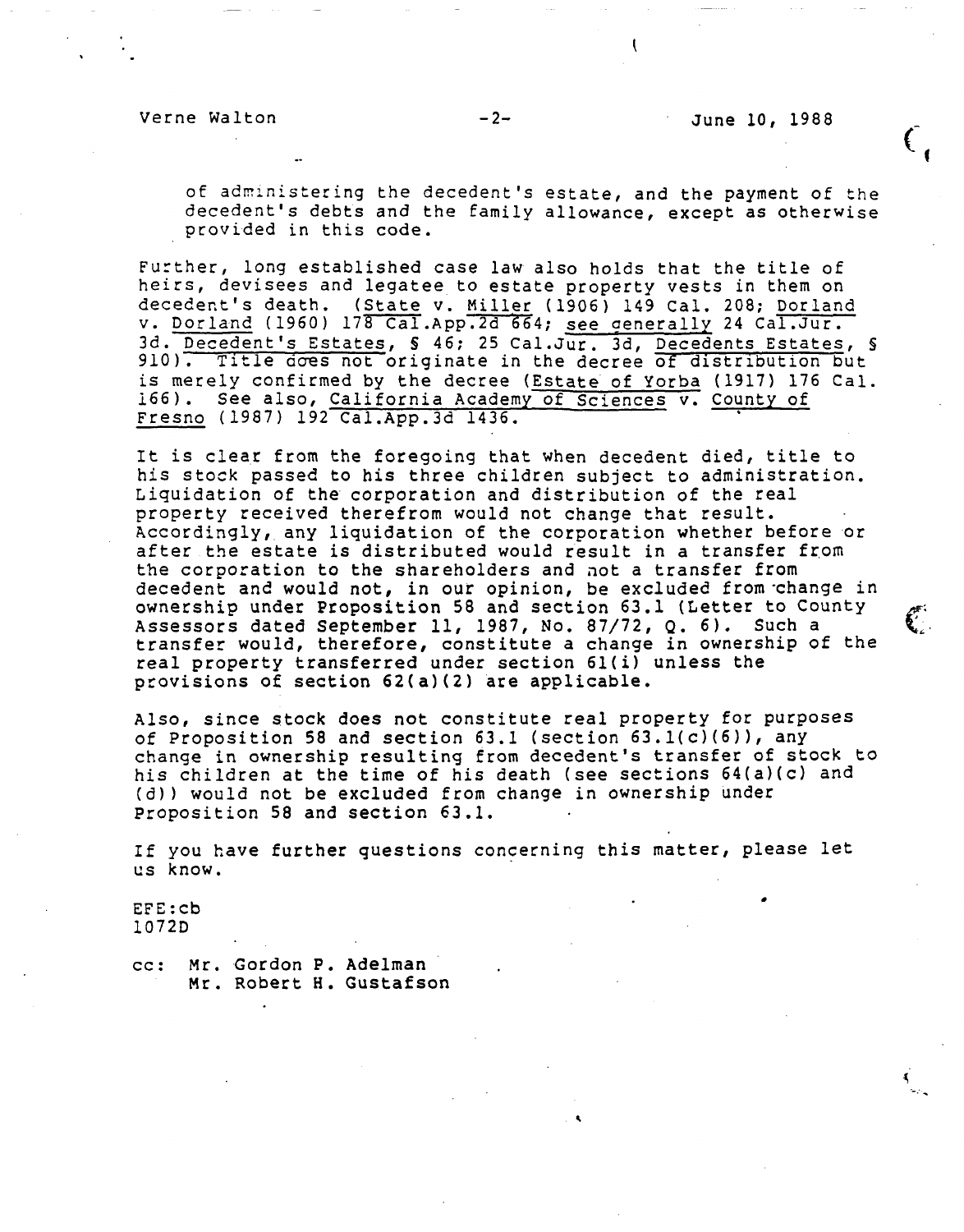of administering the decedent's estate, and the payment of the decedent's debts and the family allowance, except as otherwise provided in this code.

Further, long established case law also holds that the title of heirs, devisees and legatee to estate property vests in them on decedent's death. (State v. Miller (1906) 149 Cal. 208; Dorland v. Dorland (1960) 178 Cal.App.2d 664; see generally 24 Cal.Jur. 3d. Decedent's Estates, § 46; 25 Cal.Jur. 3d, Decedents Estates, § 910). Title does not originate in the decree of distribution but is merely confirmed by the decree (Estate of Yorba (1917) 176 Cal. 166). See also, California Academy of Sciences v. County of Fresno (1987) 192 Cal.App.3d 1436.

It is clear from the foregoing that when decedent died, title to his stock passed to his three children subject to administration. Liquidation of the corporation and distribution of the real property received therefrom would not change that result. Accordingly, any liquidation of the corporation whether before or after the estate is distributed would result in a transfer from the corporation to the shareholders and not a transfer from decedent and would not, in our opinion, be excluded from change in ownership under Proposition 58 and section 63.1 (Letter to County Assessors dated September 11, 1987, No. 87/72, Q. 6). Such a transfer would, therefore, constitute a change in ownership of the real property transferred under section 61(i) unless the provisions of section 62(a)(2) are applicable.

Also, since stock does not constitute real property for purposes of Proposition 58 and section 63.1 (section 63.1(c)(6)), any change in ownership resulting from decedent's transfer of stock to his children at the time of his death (see sections 64(a)(c) and (d)) would not be excluded from change in ownership under Proposition 58 and section 63.1.

If you have further questions concerning this matter, please let us know.

EFE:cb
1072D

cc: Mr. Gordon P. Adelman
Mr. Robert H. Gustafson